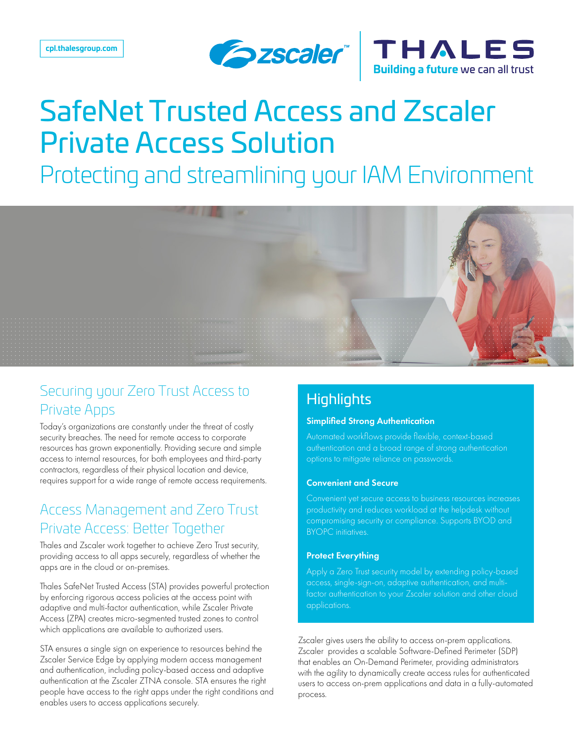cpl.thalesgroup.com

# SafeNet Trusted Access and Zscaler Private Access Solution

## Protecting and streamlining your IAM Environment

## Securing your Zero Trust Access to Private Apps

Today's organizations are constantly under the threat of costly security breaches. The need for remote access to corporate resources has grown exponentially. Providing secure and simple access to internal resources, for both employees and third-party contractors, regardless of their physical location and device, requires support for a wide range of remote access requirements.

## Access Management and Zero Trust Private Access: Better Together

Thales and Zscaler work together to achieve Zero Trust security, providing access to all apps securely, regardless of whether the apps are in the cloud or on-premises.

Thales SafeNet Trusted Access (STA) provides powerful protection by enforcing rigorous access policies at the access point with adaptive and multi-factor authentication, while Zscaler Private Access (ZPA) creates micro-segmented trusted zones to control which applications are available to authorized users.

STA ensures a single sign on experience to resources behind the Zscaler Service Edge by applying modern access management and authentication, including policy-based access and adaptive authentication at the Zscaler ZTNA console. STA ensures the right people have access to the right apps under the right conditions and enables users to access applications securely.

## Highlights

### Simplified Strong Authentication

Automated workflows provide flexible, context-based authentication and a broad range of strong authentication options to mitigate reliance on passwords.

### Convenient and Secure

Convenient yet secure access to business resources increases productivity and reduces workload at the helpdesk without compromising security or compliance. Supports BYOD and BYOPC initiatives.

### Protect Everything

Apply a Zero Trust security model by extending policy-based access, single-sign-on, adaptive authentication, and multi-factor authentication to your Zscaler solution and other cloud applications.

Zscaler gives users the ability to access on-prem applications. Zscaler provides a scalable Software-Defined Perimeter (SDP) that enables an On-Demand Perimeter, providing administrators with the agility to dynamically create access rules for authenticated users to access on-prem applications and data in a fully-automated process.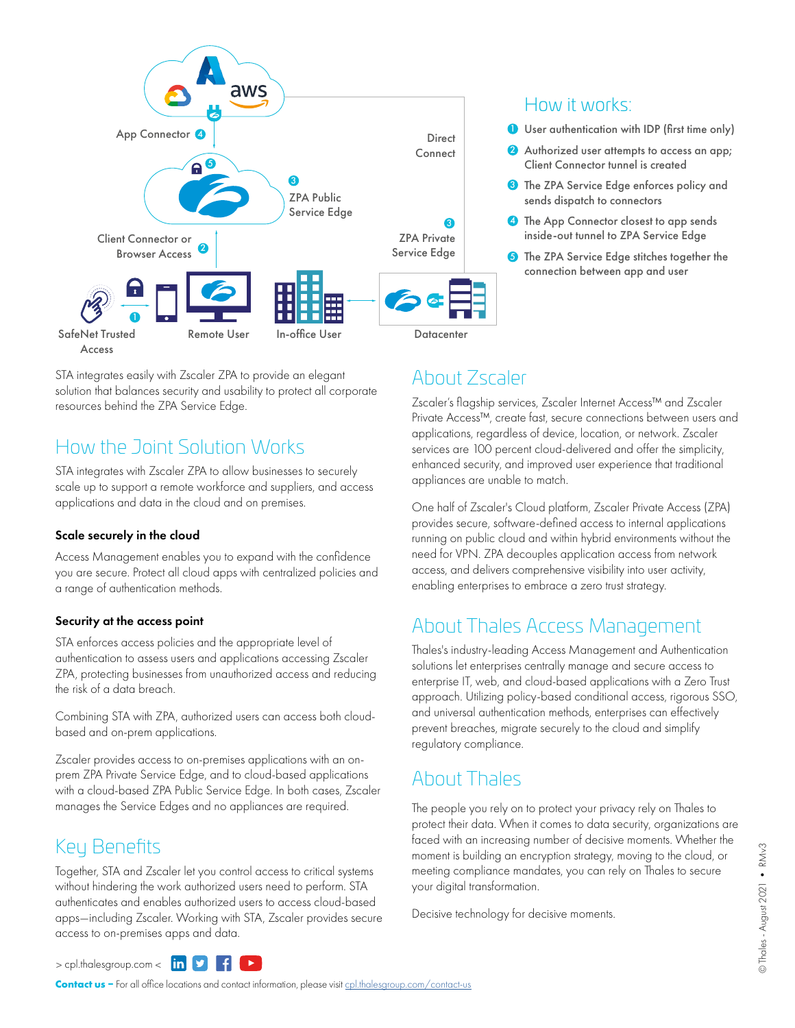App Connector 4

5

3 ZPA Public Service Edge

Direct Connect

3 ZPA Private Service Edge

Client Connector or Browser Access 2

1

SafeNet Trusted Access

Remote User

In-office User

Datacenter

## How it works:

1. User authentication with IDP (first time only)
2. Authorized user attempts to access an app; Client Connector tunnel is created
3. The ZPA Service Edge enforces policy and sends dispatch to connectors
4. The App Connector closest to app sends inside-out tunnel to ZPA Service Edge
5. The ZPA Service Edge stitches together the connection between app and user

STA integrates easily with Zscaler ZPA to provide an elegant solution that balances security and usability to protect all corporate resources behind the ZPA Service Edge.

## How the Joint Solution Works

STA integrates with Zscaler ZPA to allow businesses to securely scale up to support a remote workforce and suppliers, and access applications and data in the cloud and on premises.

### Scale securely in the cloud

Access Management enables you to expand with the confidence you are secure. Protect all cloud apps with centralized policies and a range of authentication methods.

### Security at the access point

STA enforces access policies and the appropriate level of authentication to assess users and applications accessing Zscaler ZPA, protecting businesses from unauthorized access and reducing the risk of a data breach.

Combining STA with ZPA, authorized users can access both cloud-based and on-prem applications.

Zscaler provides access to on-premises applications with an on-prem ZPA Private Service Edge, and to cloud-based applications with a cloud-based ZPA Public Service Edge. In both cases, Zscaler manages the Service Edges and no appliances are required.

## Key Benefits

Together, STA and Zscaler let you control access to critical systems without hindering the work authorized users need to perform. STA authenticates and enables authorized users to access cloud-based apps—including Zscaler. Working with STA, Zscaler provides secure access to on-premises apps and data.

## About Zscaler

Zscaler's flagship services, Zscaler Internet Access™ and Zscaler Private Access™, create fast, secure connections between users and applications, regardless of device, location, or network. Zscaler services are 100 percent cloud-delivered and offer the simplicity, enhanced security, and improved user experience that traditional appliances are unable to match.

One half of Zscaler's Cloud platform, Zscaler Private Access (ZPA) provides secure, software-defined access to internal applications running on public cloud and within hybrid environments without the need for VPN. ZPA decouples application access from network access, and delivers comprehensive visibility into user activity, enabling enterprises to embrace a zero trust strategy.

## About Thales Access Management

Thales's industry-leading Access Management and Authentication solutions let enterprises centrally manage and secure access to enterprise IT, web, and cloud-based applications with a Zero Trust approach. Utilizing policy-based conditional access, rigorous SSO, and universal authentication methods, enterprises can effectively prevent breaches, migrate securely to the cloud and simplify regulatory compliance.

## About Thales

The people you rely on to protect your privacy rely on Thales to protect their data. When it comes to data security, organizations are faced with an increasing number of decisive moments. Whether the moment is building an encryption strategy, moving to the cloud, or meeting compliance mandates, you can rely on Thales to secure your digital transformation.

Decisive technology for decisive moments.

> cpl.thalesgroup.com <

**Contact us –** For all office locations and contact information, please visit cpl.thalesgroup.com/contact-us

© Thales - August 2021 • RMv3